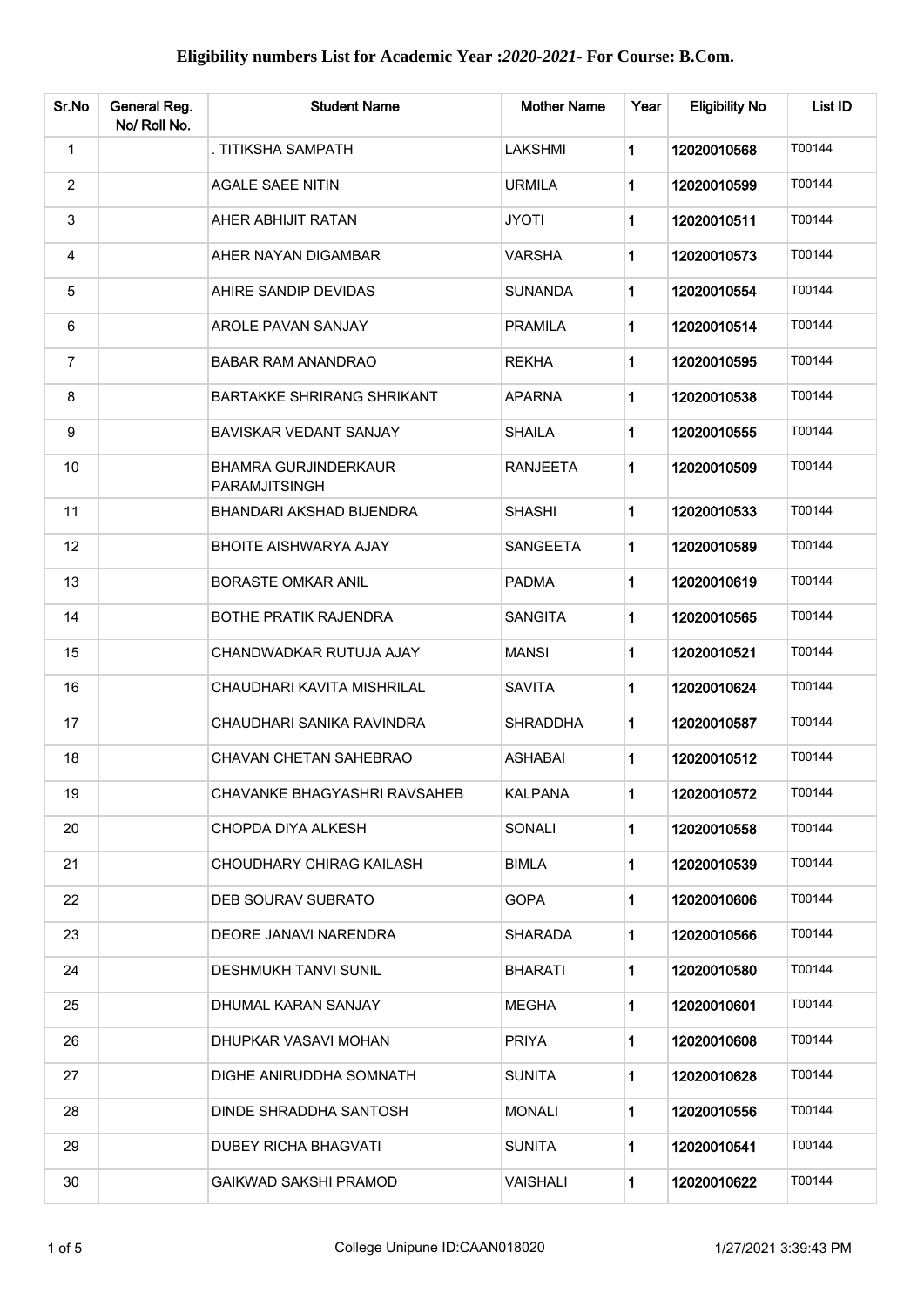# Eligibility numbers List for Academic Year :*2020-2021*- For Course: B.Com.

| Sr.No | General Reg. No/ Roll No. | Student Name | Mother Name | Year | Eligibility No | List ID |
|---|---|---|---|---|---|---|
| 1 | | . TITIKSHA SAMPATH | LAKSHMI | 1 | 12020010568 | T00144 |
| 2 | | AGALE SAEE NITIN | URMILA | 1 | 12020010599 | T00144 |
| 3 | | AHER ABHIJIT RATAN | JYOTI | 1 | 12020010511 | T00144 |
| 4 | | AHER NAYAN DIGAMBAR | VARSHA | 1 | 12020010573 | T00144 |
| 5 | | AHIRE SANDIP DEVIDAS | SUNANDA | 1 | 12020010554 | T00144 |
| 6 | | AROLE PAVAN SANJAY | PRAMILA | 1 | 12020010514 | T00144 |
| 7 | | BABAR RAM ANANDRAO | REKHA | 1 | 12020010595 | T00144 |
| 8 | | BARTAKKE SHRIRANG SHRIKANT | APARNA | 1 | 12020010538 | T00144 |
| 9 | | BAVISKAR VEDANT SANJAY | SHAILA | 1 | 12020010555 | T00144 |
| 10 | | BHAMRA GURJINDERKAUR PARAMJITSINGH | RANJEETA | 1 | 12020010509 | T00144 |
| 11 | | BHANDARI AKSHAD BIJENDRA | SHASHI | 1 | 12020010533 | T00144 |
| 12 | | BHOITE AISHWARYA AJAY | SANGEETA | 1 | 12020010589 | T00144 |
| 13 | | BORASTE OMKAR ANIL | PADMA | 1 | 12020010619 | T00144 |
| 14 | | BOTHE PRATIK RAJENDRA | SANGITA | 1 | 12020010565 | T00144 |
| 15 | | CHANDWADKAR RUTUJA AJAY | MANSI | 1 | 12020010521 | T00144 |
| 16 | | CHAUDHARI KAVITA MISHRILAL | SAVITA | 1 | 12020010624 | T00144 |
| 17 | | CHAUDHARI SANIKA RAVINDRA | SHRADDHA | 1 | 12020010587 | T00144 |
| 18 | | CHAVAN CHETAN SAHEBRAO | ASHABAI | 1 | 12020010512 | T00144 |
| 19 | | CHAVANKE BHAGYASHRI RAVSAHEB | KALPANA | 1 | 12020010572 | T00144 |
| 20 | | CHOPDA DIYA ALKESH | SONALI | 1 | 12020010558 | T00144 |
| 21 | | CHOUDHARY CHIRAG KAILASH | BIMLA | 1 | 12020010539 | T00144 |
| 22 | | DEB SOURAV SUBRATO | GOPA | 1 | 12020010606 | T00144 |
| 23 | | DEORE JANAVI NARENDRA | SHARADA | 1 | 12020010566 | T00144 |
| 24 | | DESHMUKH TANVI SUNIL | BHARATI | 1 | 12020010580 | T00144 |
| 25 | | DHUMAL KARAN SANJAY | MEGHA | 1 | 12020010601 | T00144 |
| 26 | | DHUPKAR VASAVI MOHAN | PRIYA | 1 | 12020010608 | T00144 |
| 27 | | DIGHE ANIRUDDHA SOMNATH | SUNITA | 1 | 12020010628 | T00144 |
| 28 | | DINDE SHRADDHA SANTOSH | MONALI | 1 | 12020010556 | T00144 |
| 29 | | DUBEY RICHA BHAGVATI | SUNITA | 1 | 12020010541 | T00144 |
| 30 | | GAIKWAD SAKSHI PRAMOD | VAISHALI | 1 | 12020010622 | T00144 |

College Unipune ID:CAAN018020 1/27/2021 3:39:43 PM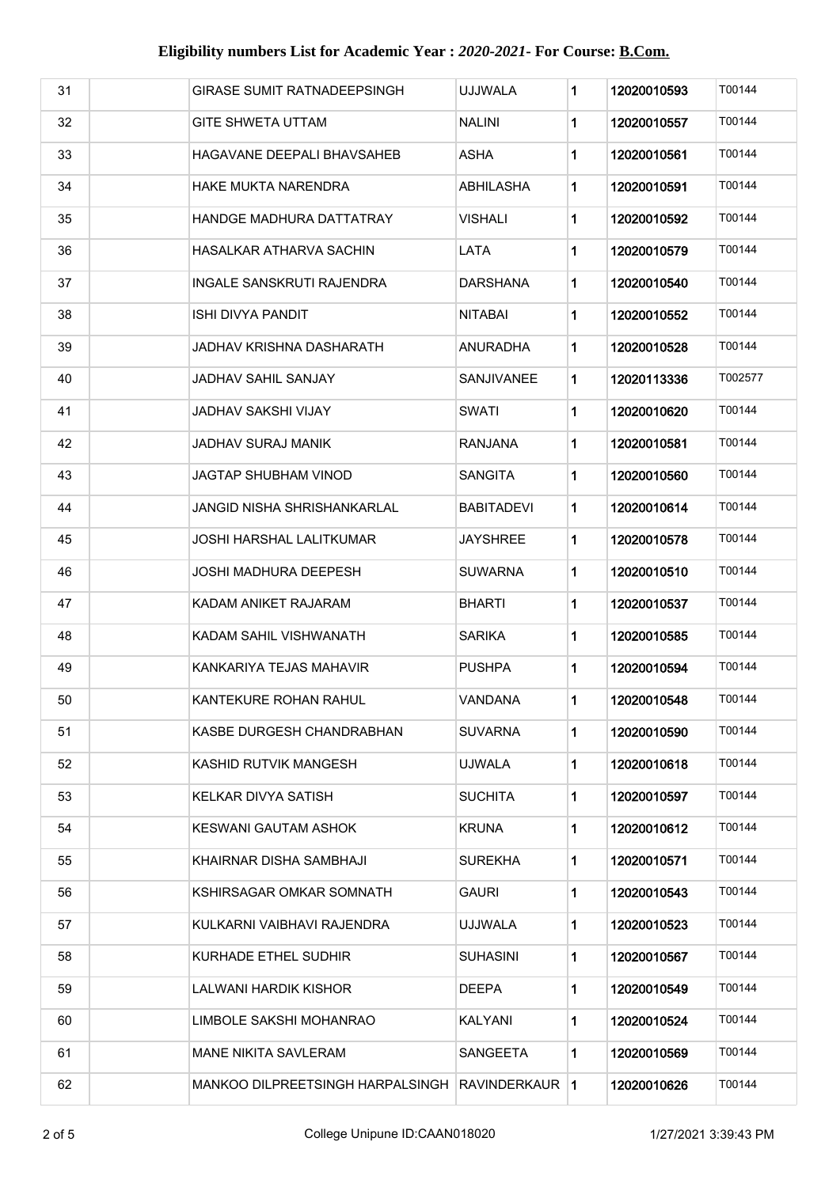# Eligibility numbers List for Academic Year : *2020-2021*- For Course: B.Com.

| | | | | | | |
|---|---|---|---|---|---|---|
| 31 | | GIRASE SUMIT RATNADEEPSINGH | UJJWALA | 1 | 12020010593 | T00144 |
| 32 | | GITE SHWETA UTTAM | NALINI | 1 | 12020010557 | T00144 |
| 33 | | HAGAVANE DEEPALI BHAVSAHEB | ASHA | 1 | 12020010561 | T00144 |
| 34 | | HAKE MUKTA NARENDRA | ABHILASHA | 1 | 12020010591 | T00144 |
| 35 | | HANDGE MADHURA DATTATRAY | VISHALI | 1 | 12020010592 | T00144 |
| 36 | | HASALKAR ATHARVA SACHIN | LATA | 1 | 12020010579 | T00144 |
| 37 | | INGALE SANSKRUTI RAJENDRA | DARSHANA | 1 | 12020010540 | T00144 |
| 38 | | ISHI DIVYA PANDIT | NITABAI | 1 | 12020010552 | T00144 |
| 39 | | JADHAV KRISHNA DASHARATH | ANURADHA | 1 | 12020010528 | T00144 |
| 40 | | JADHAV SAHIL SANJAY | SANJIVANEE | 1 | 12020113336 | T002577 |
| 41 | | JADHAV SAKSHI VIJAY | SWATI | 1 | 12020010620 | T00144 |
| 42 | | JADHAV SURAJ MANIK | RANJANA | 1 | 12020010581 | T00144 |
| 43 | | JAGTAP SHUBHAM VINOD | SANGITA | 1 | 12020010560 | T00144 |
| 44 | | JANGID NISHA SHRISHANKARLAL | BABITADEVI | 1 | 12020010614 | T00144 |
| 45 | | JOSHI HARSHAL LALITKUMAR | JAYSHREE | 1 | 12020010578 | T00144 |
| 46 | | JOSHI MADHURA DEEPESH | SUWARNA | 1 | 12020010510 | T00144 |
| 47 | | KADAM ANIKET RAJARAM | BHARTI | 1 | 12020010537 | T00144 |
| 48 | | KADAM SAHIL VISHWANATH | SARIKA | 1 | 12020010585 | T00144 |
| 49 | | KANKARIYA TEJAS MAHAVIR | PUSHPA | 1 | 12020010594 | T00144 |
| 50 | | KANTEKURE ROHAN RAHUL | VANDANA | 1 | 12020010548 | T00144 |
| 51 | | KASBE DURGESH CHANDRABHAN | SUVARNA | 1 | 12020010590 | T00144 |
| 52 | | KASHID RUTVIK MANGESH | UJWALA | 1 | 12020010618 | T00144 |
| 53 | | KELKAR DIVYA SATISH | SUCHITA | 1 | 12020010597 | T00144 |
| 54 | | KESWANI GAUTAM ASHOK | KRUNA | 1 | 12020010612 | T00144 |
| 55 | | KHAIRNAR DISHA SAMBHAJI | SUREKHA | 1 | 12020010571 | T00144 |
| 56 | | KSHIRSAGAR OMKAR SOMNATH | GAURI | 1 | 12020010543 | T00144 |
| 57 | | KULKARNI VAIBHAVI RAJENDRA | UJJWALA | 1 | 12020010523 | T00144 |
| 58 | | KURHADE ETHEL SUDHIR | SUHASINI | 1 | 12020010567 | T00144 |
| 59 | | LALWANI HARDIK KISHOR | DEEPA | 1 | 12020010549 | T00144 |
| 60 | | LIMBOLE SAKSHI MOHANRAO | KALYANI | 1 | 12020010524 | T00144 |
| 61 | | MANE NIKITA SAVLERAM | SANGEETA | 1 | 12020010569 | T00144 |
| 62 | | MANKOO DILPREETSINGH HARPALSINGH | RAVINDERKAUR | 1 | 12020010626 | T00144 |

College Unipune ID:CAAN018020 1/27/2021 3:39:43 PM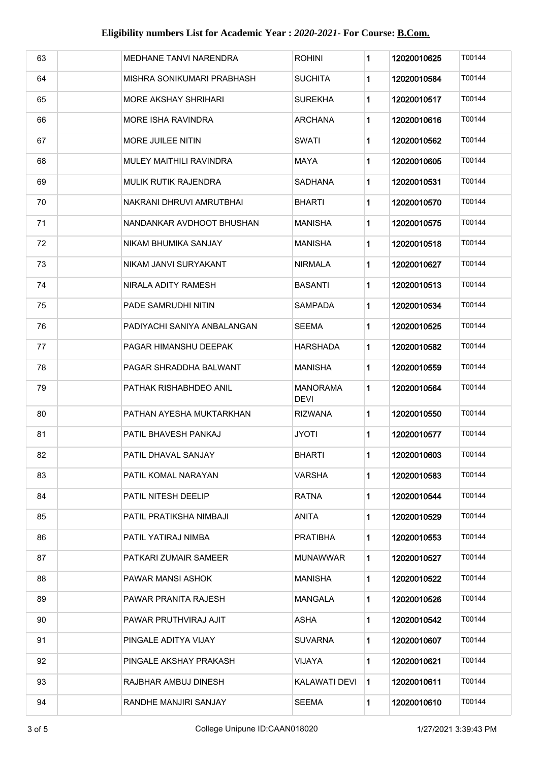## Eligibility numbers List for Academic Year : *2020-2021*- For Course: B.Com.

| | | | | | | |
|---|---|---|---|---|---|---|
| 63 | | MEDHANE TANVI NARENDRA | ROHINI | 1 | 12020010625 | T00144 |
| 64 | | MISHRA SONIKUMARI PRABHASH | SUCHITA | 1 | 12020010584 | T00144 |
| 65 | | MORE AKSHAY SHRIHARI | SUREKHA | 1 | 12020010517 | T00144 |
| 66 | | MORE ISHA RAVINDRA | ARCHANA | 1 | 12020010616 | T00144 |
| 67 | | MORE JUILEE NITIN | SWATI | 1 | 12020010562 | T00144 |
| 68 | | MULEY MAITHILI RAVINDRA | MAYA | 1 | 12020010605 | T00144 |
| 69 | | MULIK RUTIK RAJENDRA | SADHANA | 1 | 12020010531 | T00144 |
| 70 | | NAKRANI DHRUVI AMRUTBHAI | BHARTI | 1 | 12020010570 | T00144 |
| 71 | | NANDANKAR AVDHOOT BHUSHAN | MANISHA | 1 | 12020010575 | T00144 |
| 72 | | NIKAM BHUMIKA SANJAY | MANISHA | 1 | 12020010518 | T00144 |
| 73 | | NIKAM JANVI SURYAKANT | NIRMALA | 1 | 12020010627 | T00144 |
| 74 | | NIRALA ADITY RAMESH | BASANTI | 1 | 12020010513 | T00144 |
| 75 | | PADE SAMRUDHI NITIN | SAMPADA | 1 | 12020010534 | T00144 |
| 76 | | PADIYACHI SANIYA ANBALANGAN | SEEMA | 1 | 12020010525 | T00144 |
| 77 | | PAGAR HIMANSHU DEEPAK | HARSHADA | 1 | 12020010582 | T00144 |
| 78 | | PAGAR SHRADDHA BALWANT | MANISHA | 1 | 12020010559 | T00144 |
| 79 | | PATHAK RISHABHDEO ANIL | MANORAMA DEVI | 1 | 12020010564 | T00144 |
| 80 | | PATHAN AYESHA MUKTARKHAN | RIZWANA | 1 | 12020010550 | T00144 |
| 81 | | PATIL BHAVESH PANKAJ | JYOTI | 1 | 12020010577 | T00144 |
| 82 | | PATIL DHAVAL SANJAY | BHARTI | 1 | 12020010603 | T00144 |
| 83 | | PATIL KOMAL NARAYAN | VARSHA | 1 | 12020010583 | T00144 |
| 84 | | PATIL NITESH DEELIP | RATNA | 1 | 12020010544 | T00144 |
| 85 | | PATIL PRATIKSHA NIMBAJI | ANITA | 1 | 12020010529 | T00144 |
| 86 | | PATIL YATIRAJ NIMBA | PRATIBHA | 1 | 12020010553 | T00144 |
| 87 | | PATKARI ZUMAIR SAMEER | MUNAWWAR | 1 | 12020010527 | T00144 |
| 88 | | PAWAR MANSI ASHOK | MANISHA | 1 | 12020010522 | T00144 |
| 89 | | PAWAR PRANITA RAJESH | MANGALA | 1 | 12020010526 | T00144 |
| 90 | | PAWAR PRUTHVIRAJ AJIT | ASHA | 1 | 12020010542 | T00144 |
| 91 | | PINGALE ADITYA VIJAY | SUVARNA | 1 | 12020010607 | T00144 |
| 92 | | PINGALE AKSHAY PRAKASH | VIJAYA | 1 | 12020010621 | T00144 |
| 93 | | RAJBHAR AMBUJ DINESH | KALAWATI DEVI | 1 | 12020010611 | T00144 |
| 94 | | RANDHE MANJIRI SANJAY | SEEMA | 1 | 12020010610 | T00144 |

College Unipune ID:CAAN018020 1/27/2021 3:39:43 PM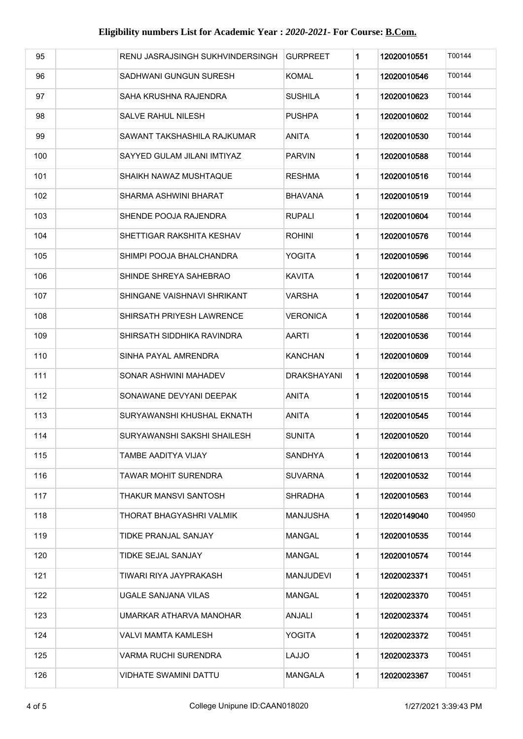# Eligibility numbers List for Academic Year : *2020-2021*- For Course: B.Com.

| | | | | | | |
|---|---|---|---|---|---|---|
| 95 | | RENU JASRAJSINGH SUKHVINDERSINGH | GURPREET | 1 | 12020010551 | T00144 |
| 96 | | SADHWANI GUNGUN SURESH | KOMAL | 1 | 12020010546 | T00144 |
| 97 | | SAHA KRUSHNA RAJENDRA | SUSHILA | 1 | 12020010623 | T00144 |
| 98 | | SALVE RAHUL NILESH | PUSHPA | 1 | 12020010602 | T00144 |
| 99 | | SAWANT TAKSHASHILA RAJKUMAR | ANITA | 1 | 12020010530 | T00144 |
| 100 | | SAYYED GULAM JILANI IMTIYAZ | PARVIN | 1 | 12020010588 | T00144 |
| 101 | | SHAIKH NAWAZ MUSHTAQUE | RESHMA | 1 | 12020010516 | T00144 |
| 102 | | SHARMA ASHWINI BHARAT | BHAVANA | 1 | 12020010519 | T00144 |
| 103 | | SHENDE POOJA RAJENDRA | RUPALI | 1 | 12020010604 | T00144 |
| 104 | | SHETTIGAR RAKSHITA KESHAV | ROHINI | 1 | 12020010576 | T00144 |
| 105 | | SHIMPI POOJA BHALCHANDRA | YOGITA | 1 | 12020010596 | T00144 |
| 106 | | SHINDE SHREYA SAHEBRAO | KAVITA | 1 | 12020010617 | T00144 |
| 107 | | SHINGANE VAISHNAVI SHRIKANT | VARSHA | 1 | 12020010547 | T00144 |
| 108 | | SHIRSATH PRIYESH LAWRENCE | VERONICA | 1 | 12020010586 | T00144 |
| 109 | | SHIRSATH SIDDHIKA RAVINDRA | AARTI | 1 | 12020010536 | T00144 |
| 110 | | SINHA PAYAL AMRENDRA | KANCHAN | 1 | 12020010609 | T00144 |
| 111 | | SONAR ASHWINI MAHADEV | DRAKSHAYANI | 1 | 12020010598 | T00144 |
| 112 | | SONAWANE DEVYANI DEEPAK | ANITA | 1 | 12020010515 | T00144 |
| 113 | | SURYAWANSHI KHUSHAL EKNATH | ANITA | 1 | 12020010545 | T00144 |
| 114 | | SURYAWANSHI SAKSHI SHAILESH | SUNITA | 1 | 12020010520 | T00144 |
| 115 | | TAMBE AADITYA VIJAY | SANDHYA | 1 | 12020010613 | T00144 |
| 116 | | TAWAR MOHIT SURENDRA | SUVARNA | 1 | 12020010532 | T00144 |
| 117 | | THAKUR MANSVI SANTOSH | SHRADHA | 1 | 12020010563 | T00144 |
| 118 | | THORAT BHAGYASHRI VALMIK | MANJUSHA | 1 | 12020149040 | T004950 |
| 119 | | TIDKE PRANJAL SANJAY | MANGAL | 1 | 12020010535 | T00144 |
| 120 | | TIDKE SEJAL SANJAY | MANGAL | 1 | 12020010574 | T00144 |
| 121 | | TIWARI RIYA JAYPRAKASH | MANJUDEVI | 1 | 12020023371 | T00451 |
| 122 | | UGALE SANJANA VILAS | MANGAL | 1 | 12020023370 | T00451 |
| 123 | | UMARKAR ATHARVA MANOHAR | ANJALI | 1 | 12020023374 | T00451 |
| 124 | | VALVI MAMTA KAMLESH | YOGITA | 1 | 12020023372 | T00451 |
| 125 | | VARMA RUCHI SURENDRA | LAJJO | 1 | 12020023373 | T00451 |
| 126 | | VIDHATE SWAMINI DATTU | MANGALA | 1 | 12020023367 | T00451 |

College Unipune ID:CAAN018020

1/27/2021 3:39:43 PM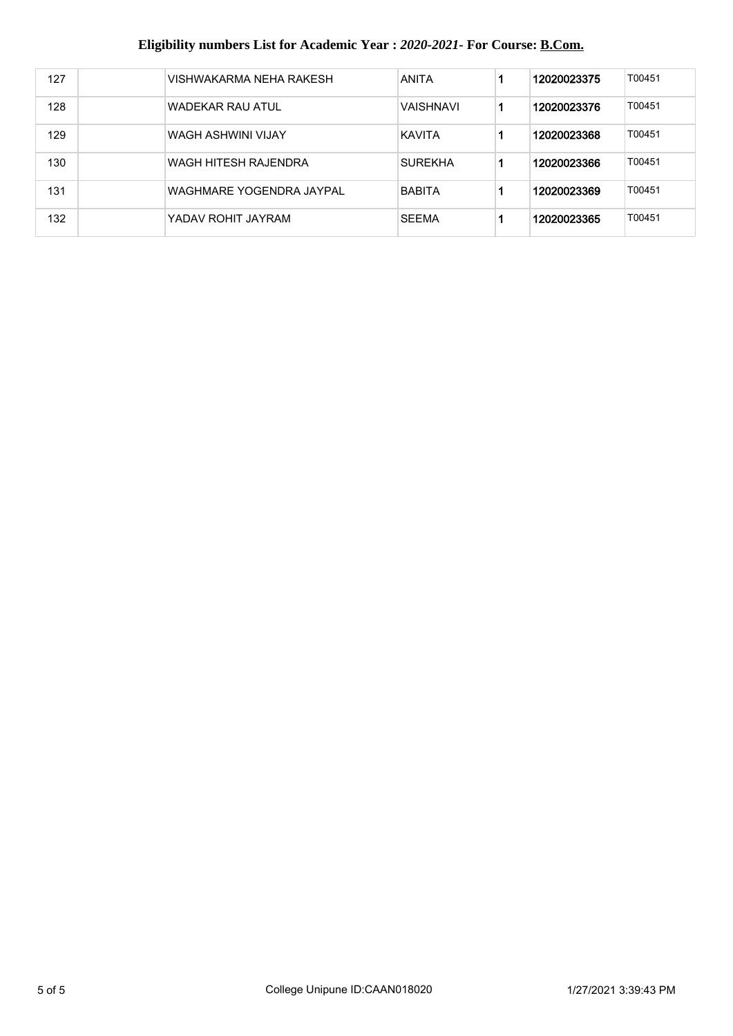**Eligibility numbers List for Academic Year :** ***2020-2021*****- For Course: B.Com.**

| | | | | | | |
|---|---|---|---|---|---|---|
| 127 | | VISHWAKARMA NEHA RAKESH | ANITA | 1 | 12020023375 | T00451 |
| 128 | | WADEKAR RAU ATUL | VAISHNAVI | 1 | 12020023376 | T00451 |
| 129 | | WAGH ASHWINI VIJAY | KAVITA | 1 | 12020023368 | T00451 |
| 130 | | WAGH HITESH RAJENDRA | SUREKHA | 1 | 12020023366 | T00451 |
| 131 | | WAGHMARE YOGENDRA JAYPAL | BABITA | 1 | 12020023369 | T00451 |
| 132 | | YADAV ROHIT JAYRAM | SEEMA | 1 | 12020023365 | T00451 |

College Unipune ID:CAAN018020

1/27/2021 3:39:43 PM